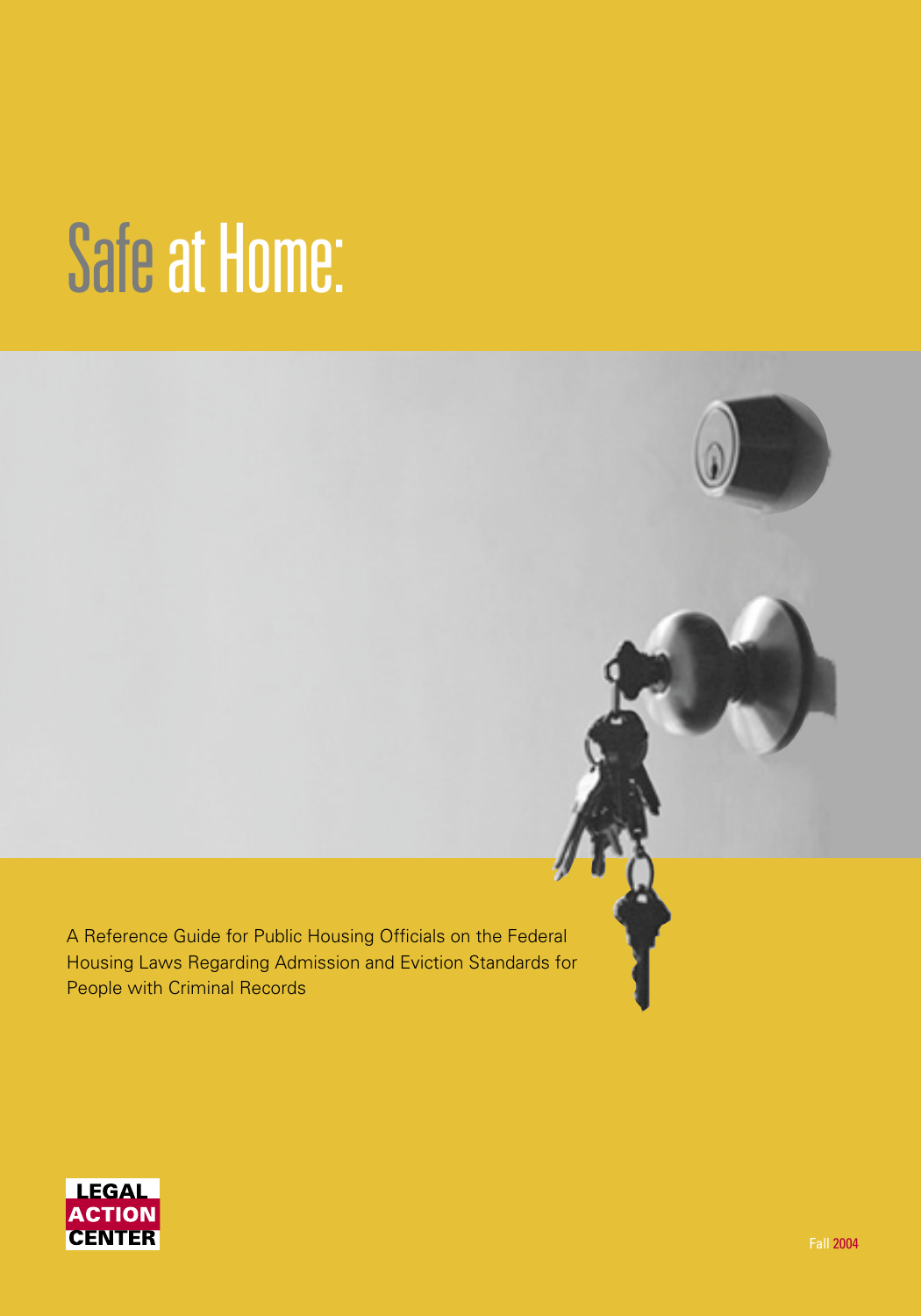# Safe at Home:

A Reference Guide for Public Housing Officials on the Federal Housing Laws Regarding Admission and Eviction Standards for People with Criminal Records

LEGAL ACTION CENTER

Fall 2004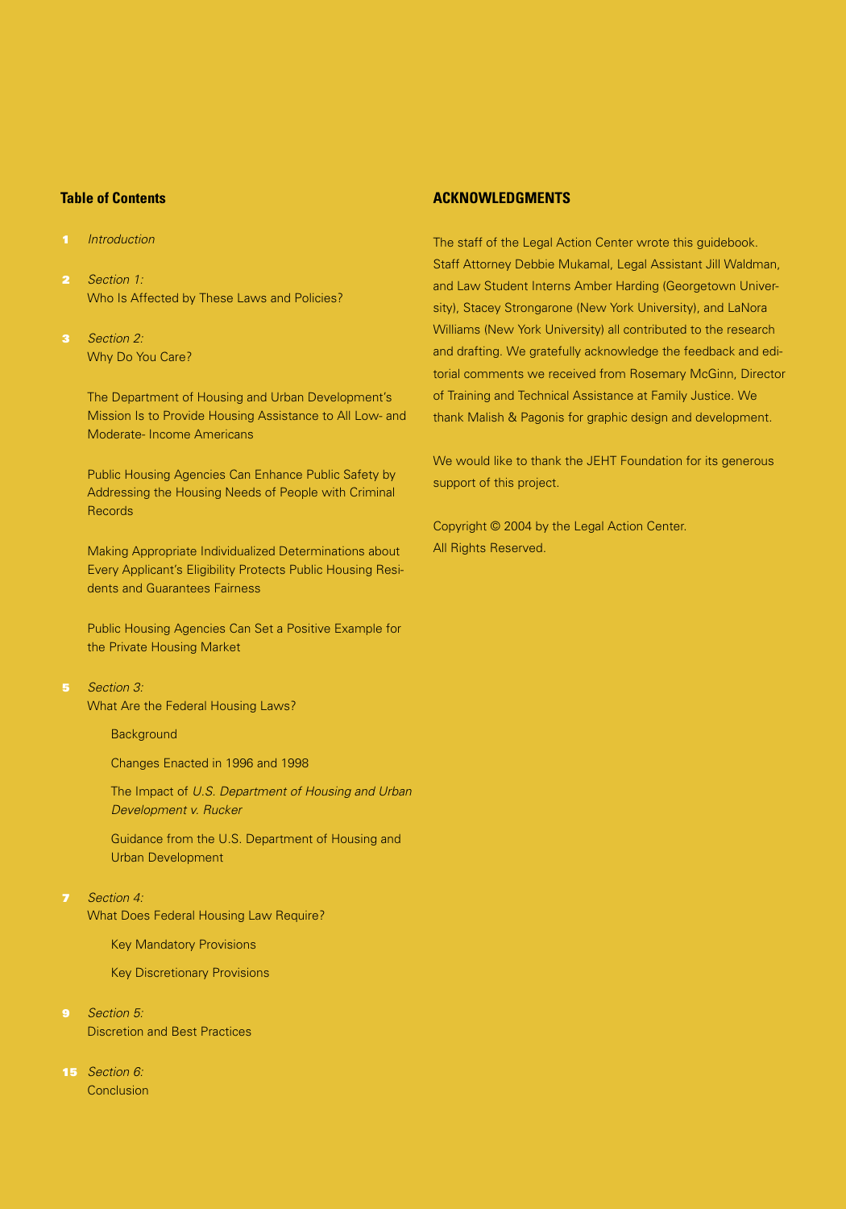## Table of Contents

1 *Introduction*

2 *Section 1:*
Who Is Affected by These Laws and Policies?

3 *Section 2:*
Why Do You Care?

The Department of Housing and Urban Development's Mission Is to Provide Housing Assistance to All Low- and Moderate- Income Americans

Public Housing Agencies Can Enhance Public Safety by Addressing the Housing Needs of People with Criminal Records

Making Appropriate Individualized Determinations about Every Applicant's Eligibility Protects Public Housing Residents and Guarantees Fairness

Public Housing Agencies Can Set a Positive Example for the Private Housing Market

5 *Section 3:*
What Are the Federal Housing Laws?

- Background
- Changes Enacted in 1996 and 1998
- The Impact of *U.S. Department of Housing and Urban Development v. Rucker*
- Guidance from the U.S. Department of Housing and Urban Development

7 *Section 4:*
What Does Federal Housing Law Require?

- Key Mandatory Provisions
- Key Discretionary Provisions

9 *Section 5:*
Discretion and Best Practices

15 *Section 6:*
Conclusion

## ACKNOWLEDGMENTS

The staff of the Legal Action Center wrote this guidebook. Staff Attorney Debbie Mukamal, Legal Assistant Jill Waldman, and Law Student Interns Amber Harding (Georgetown University), Stacey Strongarone (New York University), and LaNora Williams (New York University) all contributed to the research and drafting. We gratefully acknowledge the feedback and editorial comments we received from Rosemary McGinn, Director of Training and Technical Assistance at Family Justice. We thank Malish & Pagonis for graphic design and development.

We would like to thank the JEHT Foundation for its generous support of this project.

Copyright © 2004 by the Legal Action Center.
All Rights Reserved.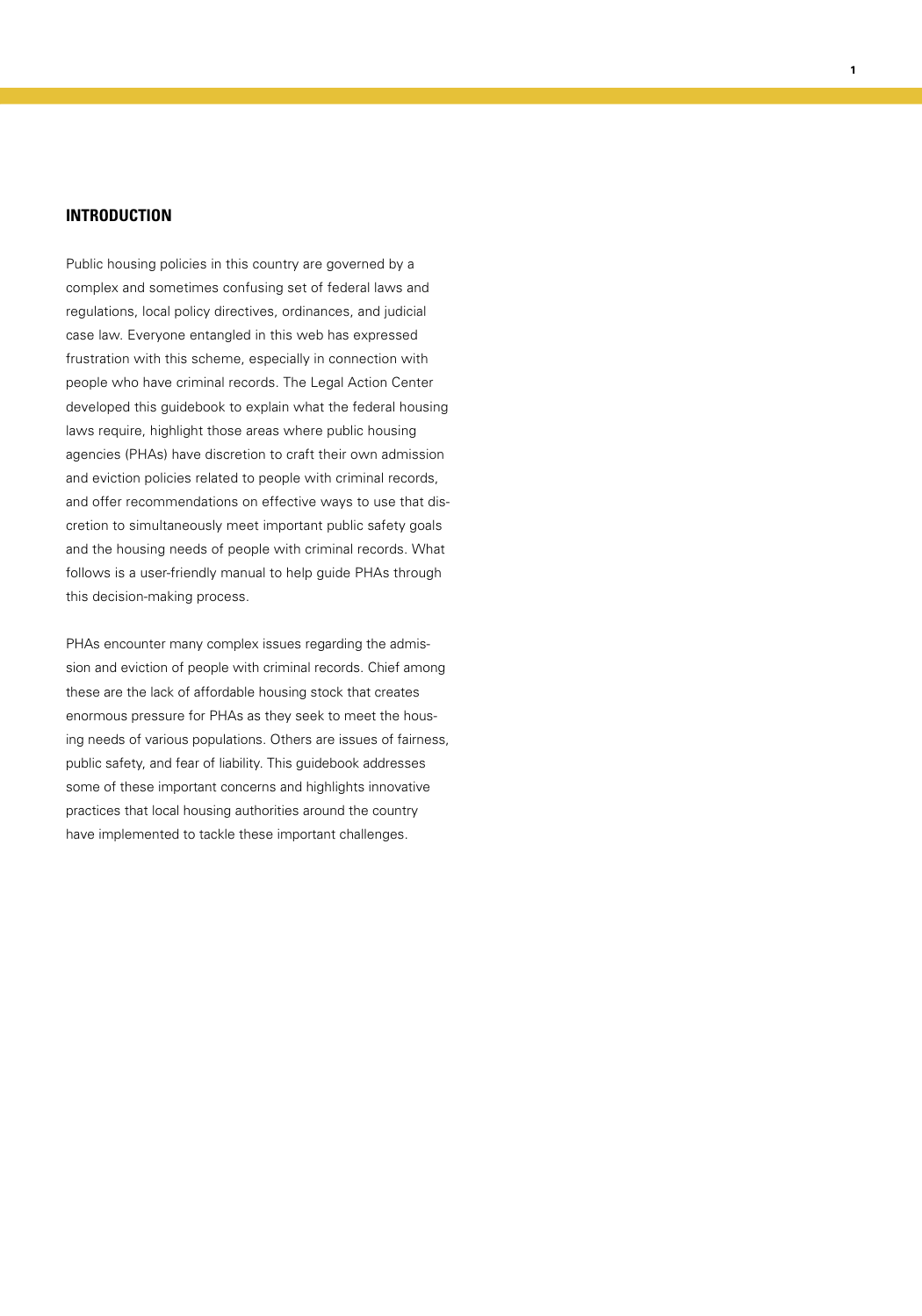## INTRODUCTION

Public housing policies in this country are governed by a complex and sometimes confusing set of federal laws and regulations, local policy directives, ordinances, and judicial case law. Everyone entangled in this web has expressed frustration with this scheme, especially in connection with people who have criminal records. The Legal Action Center developed this guidebook to explain what the federal housing laws require, highlight those areas where public housing agencies (PHAs) have discretion to craft their own admission and eviction policies related to people with criminal records, and offer recommendations on effective ways to use that discretion to simultaneously meet important public safety goals and the housing needs of people with criminal records. What follows is a user-friendly manual to help guide PHAs through this decision-making process.

PHAs encounter many complex issues regarding the admission and eviction of people with criminal records. Chief among these are the lack of affordable housing stock that creates enormous pressure for PHAs as they seek to meet the housing needs of various populations. Others are issues of fairness, public safety, and fear of liability. This guidebook addresses some of these important concerns and highlights innovative practices that local housing authorities around the country have implemented to tackle these important challenges.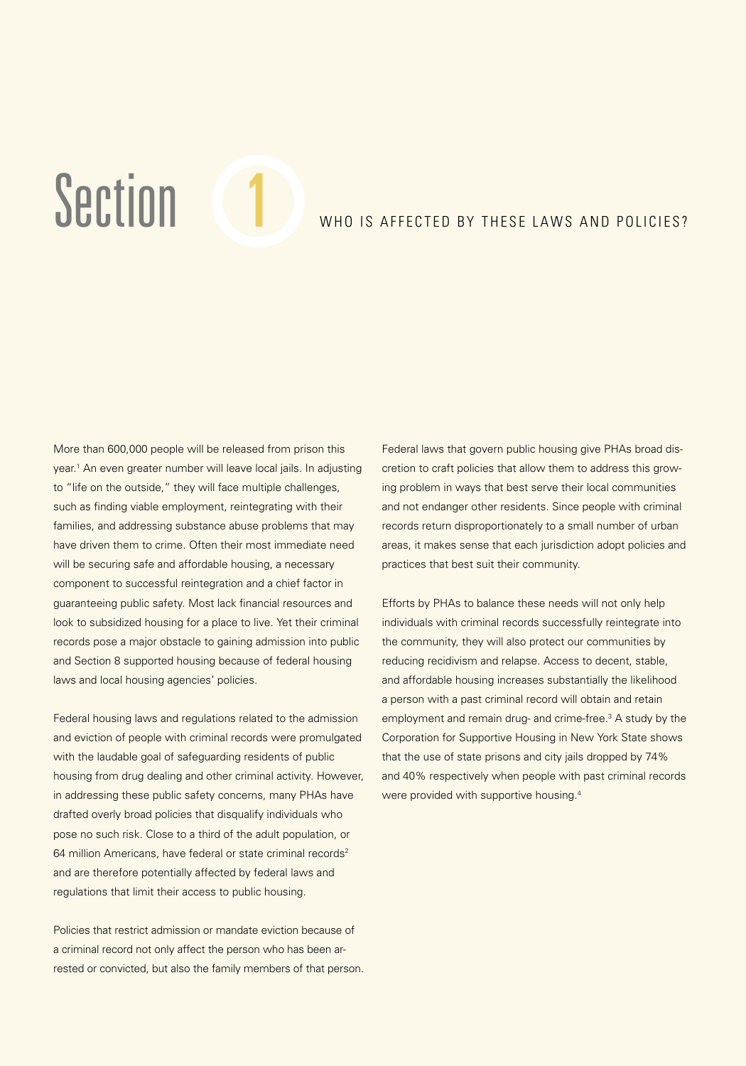# Section 1

## WHO IS AFFECTED BY THESE LAWS AND POLICIES?

More than 600,000 people will be released from prison this year.[1] An even greater number will leave local jails. In adjusting to "life on the outside," they will face multiple challenges, such as finding viable employment, reintegrating with their families, and addressing substance abuse problems that may have driven them to crime. Often their most immediate need will be securing safe and affordable housing, a necessary component to successful reintegration and a chief factor in guaranteeing public safety. Most lack financial resources and look to subsidized housing for a place to live. Yet their criminal records pose a major obstacle to gaining admission into public and Section 8 supported housing because of federal housing laws and local housing agencies' policies.

Federal housing laws and regulations related to the admission and eviction of people with criminal records were promulgated with the laudable goal of safeguarding residents of public housing from drug dealing and other criminal activity. However, in addressing these public safety concerns, many PHAs have drafted overly broad policies that disqualify individuals who pose no such risk. Close to a third of the adult population, or 64 million Americans, have federal or state criminal records[2] and are therefore potentially affected by federal laws and regulations that limit their access to public housing.

Policies that restrict admission or mandate eviction because of a criminal record not only affect the person who has been arrested or convicted, but also the family members of that person.

Federal laws that govern public housing give PHAs broad discretion to craft policies that allow them to address this growing problem in ways that best serve their local communities and not endanger other residents. Since people with criminal records return disproportionately to a small number of urban areas, it makes sense that each jurisdiction adopt policies and practices that best suit their community.

Efforts by PHAs to balance these needs will not only help individuals with criminal records successfully reintegrate into the community, they will also protect our communities by reducing recidivism and relapse. Access to decent, stable, and affordable housing increases substantially the likelihood a person with a past criminal record will obtain and retain employment and remain drug- and crime-free.[3] A study by the Corporation for Supportive Housing in New York State shows that the use of state prisons and city jails dropped by 74% and 40% respectively when people with past criminal records were provided with supportive housing.[4]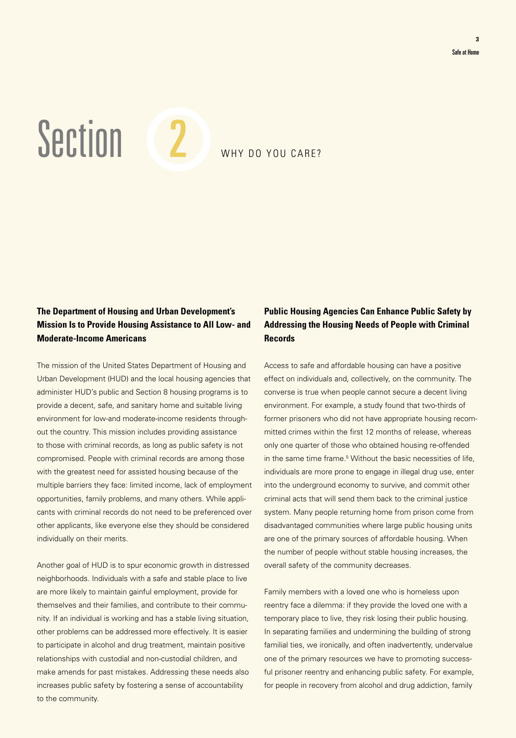# Section 2 WHY DO YOU CARE?

### The Department of Housing and Urban Development's Mission Is to Provide Housing Assistance to All Low- and Moderate-Income Americans

The mission of the United States Department of Housing and Urban Development (HUD) and the local housing agencies that administer HUD's public and Section 8 housing programs is to provide a decent, safe, and sanitary home and suitable living environment for low-and moderate-income residents throughout the country. This mission includes providing assistance to those with criminal records, as long as public safety is not compromised. People with criminal records are among those with the greatest need for assisted housing because of the multiple barriers they face: limited income, lack of employment opportunities, family problems, and many others. While applicants with criminal records do not need to be preferenced over other applicants, like everyone else they should be considered individually on their merits.

Another goal of HUD is to spur economic growth in distressed neighborhoods. Individuals with a safe and stable place to live are more likely to maintain gainful employment, provide for themselves and their families, and contribute to their community. If an individual is working and has a stable living situation, other problems can be addressed more effectively. It is easier to participate in alcohol and drug treatment, maintain positive relationships with custodial and non-custodial children, and make amends for past mistakes. Addressing these needs also increases public safety by fostering a sense of accountability to the community.

### Public Housing Agencies Can Enhance Public Safety by Addressing the Housing Needs of People with Criminal Records

Access to safe and affordable housing can have a positive effect on individuals and, collectively, on the community. The converse is true when people cannot secure a decent living environment. For example, a study found that two-thirds of former prisoners who did not have appropriate housing recommitted crimes within the first 12 months of release, whereas only one quarter of those who obtained housing re-offended in the same time frame.[5] Without the basic necessities of life, individuals are more prone to engage in illegal drug use, enter into the underground economy to survive, and commit other criminal acts that will send them back to the criminal justice system. Many people returning home from prison come from disadvantaged communities where large public housing units are one of the primary sources of affordable housing. When the number of people without stable housing increases, the overall safety of the community decreases.

Family members with a loved one who is homeless upon reentry face a dilemma: if they provide the loved one with a temporary place to live, they risk losing their public housing. In separating families and undermining the building of strong familial ties, we ironically, and often inadvertently, undervalue one of the primary resources we have to promoting successful prisoner reentry and enhancing public safety. For example, for people in recovery from alcohol and drug addiction, family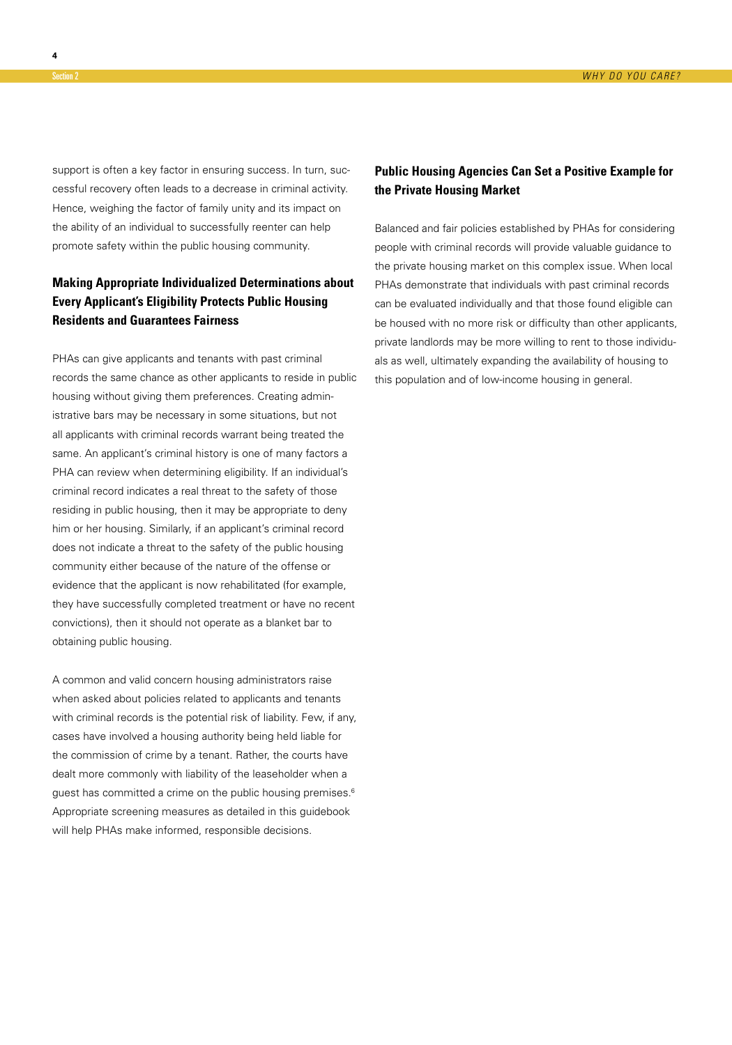support is often a key factor in ensuring success. In turn, successful recovery often leads to a decrease in criminal activity. Hence, weighing the factor of family unity and its impact on the ability of an individual to successfully reenter can help promote safety within the public housing community.

## Making Appropriate Individualized Determinations about Every Applicant's Eligibility Protects Public Housing Residents and Guarantees Fairness

PHAs can give applicants and tenants with past criminal records the same chance as other applicants to reside in public housing without giving them preferences. Creating administrative bars may be necessary in some situations, but not all applicants with criminal records warrant being treated the same. An applicant's criminal history is one of many factors a PHA can review when determining eligibility. If an individual's criminal record indicates a real threat to the safety of those residing in public housing, then it may be appropriate to deny him or her housing. Similarly, if an applicant's criminal record does not indicate a threat to the safety of the public housing community either because of the nature of the offense or evidence that the applicant is now rehabilitated (for example, they have successfully completed treatment or have no recent convictions), then it should not operate as a blanket bar to obtaining public housing.

A common and valid concern housing administrators raise when asked about policies related to applicants and tenants with criminal records is the potential risk of liability. Few, if any, cases have involved a housing authority being held liable for the commission of crime by a tenant. Rather, the courts have dealt more commonly with liability of the leaseholder when a guest has committed a crime on the public housing premises.[6] Appropriate screening measures as detailed in this guidebook will help PHAs make informed, responsible decisions.

## Public Housing Agencies Can Set a Positive Example for the Private Housing Market

Balanced and fair policies established by PHAs for considering people with criminal records will provide valuable guidance to the private housing market on this complex issue. When local PHAs demonstrate that individuals with past criminal records can be evaluated individually and that those found eligible can be housed with no more risk or difficulty than other applicants, private landlords may be more willing to rent to those individuals as well, ultimately expanding the availability of housing to this population and of low-income housing in general.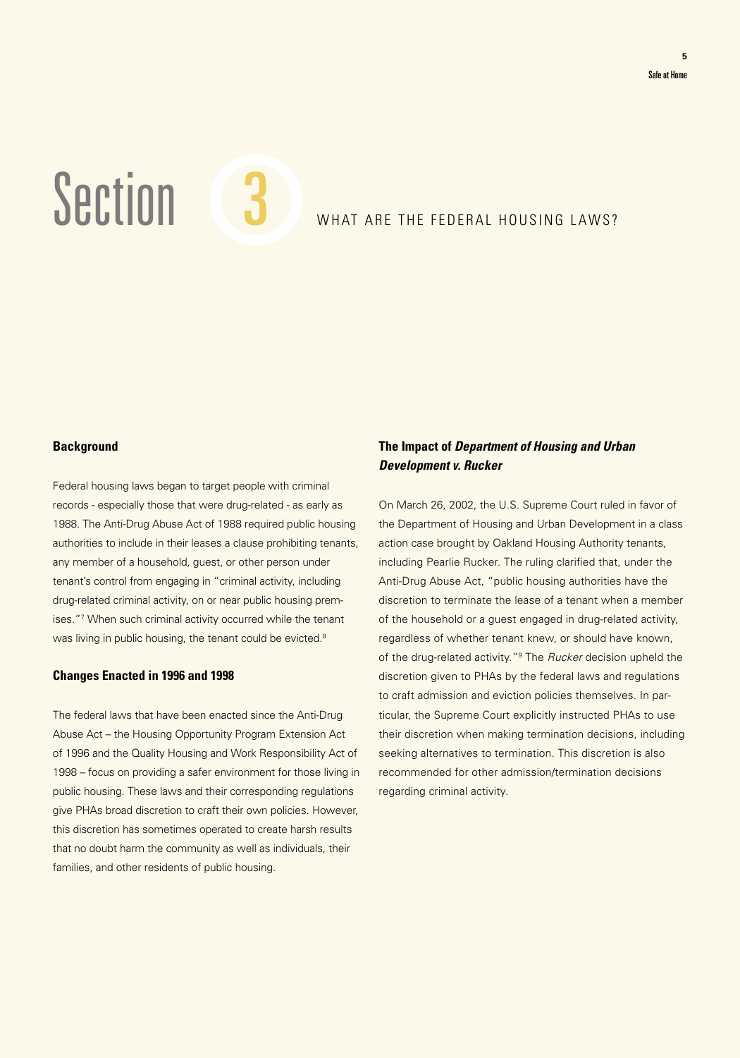# Section 3 WHAT ARE THE FEDERAL HOUSING LAWS?

### Background

Federal housing laws began to target people with criminal records - especially those that were drug-related - as early as 1988. The Anti-Drug Abuse Act of 1988 required public housing authorities to include in their leases a clause prohibiting tenants, any member of a household, guest, or other person under tenant's control from engaging in "criminal activity, including drug-related criminal activity, on or near public housing premises."[7] When such criminal activity occurred while the tenant was living in public housing, the tenant could be evicted.[8]

### Changes Enacted in 1996 and 1998

The federal laws that have been enacted since the Anti-Drug Abuse Act – the Housing Opportunity Program Extension Act of 1996 and the Quality Housing and Work Responsibility Act of 1998 – focus on providing a safer environment for those living in public housing. These laws and their corresponding regulations give PHAs broad discretion to craft their own policies. However, this discretion has sometimes operated to create harsh results that no doubt harm the community as well as individuals, their families, and other residents of public housing.

### The Impact of *Department of Housing and Urban Development v. Rucker*

On March 26, 2002, the U.S. Supreme Court ruled in favor of the Department of Housing and Urban Development in a class action case brought by Oakland Housing Authority tenants, including Pearlie Rucker. The ruling clarified that, under the Anti-Drug Abuse Act, "public housing authorities have the discretion to terminate the lease of a tenant when a member of the household or a guest engaged in drug-related activity, regardless of whether tenant knew, or should have known, of the drug-related activity."[9] The *Rucker* decision upheld the discretion given to PHAs by the federal laws and regulations to craft admission and eviction policies themselves. In particular, the Supreme Court explicitly instructed PHAs to use their discretion when making termination decisions, including seeking alternatives to termination. This discretion is also recommended for other admission/termination decisions regarding criminal activity.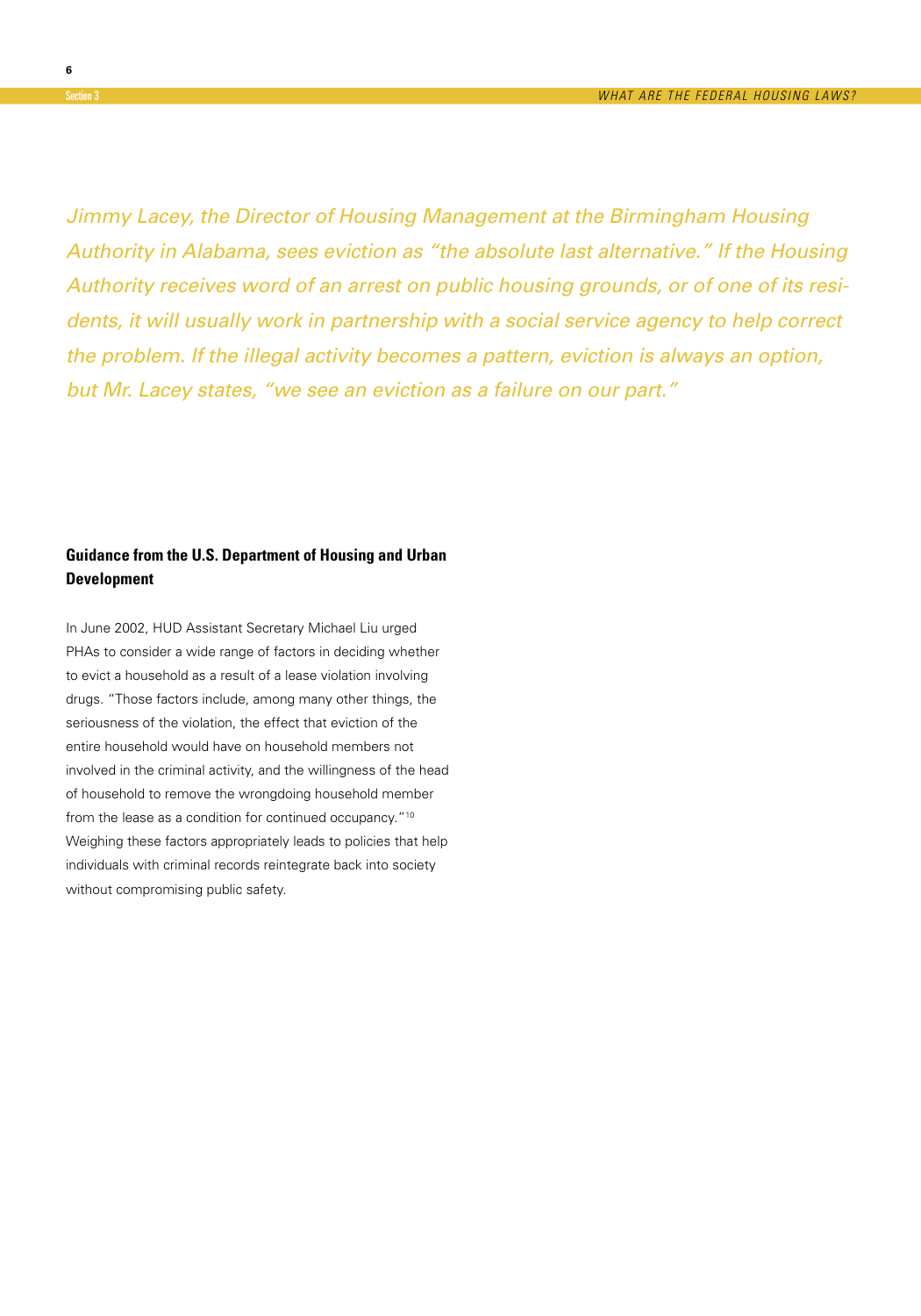*Jimmy Lacey, the Director of Housing Management at the Birmingham Housing Authority in Alabama, sees eviction as "the absolute last alternative." If the Housing Authority receives word of an arrest on public housing grounds, or of one of its residents, it will usually work in partnership with a social service agency to help correct the problem. If the illegal activity becomes a pattern, eviction is always an option, but Mr. Lacey states, "we see an eviction as a failure on our part."*

### Guidance from the U.S. Department of Housing and Urban Development

In June 2002, HUD Assistant Secretary Michael Liu urged PHAs to consider a wide range of factors in deciding whether to evict a household as a result of a lease violation involving drugs. "Those factors include, among many other things, the seriousness of the violation, the effect that eviction of the entire household would have on household members not involved in the criminal activity, and the willingness of the head of household to remove the wrongdoing household member from the lease as a condition for continued occupancy."[10] Weighing these factors appropriately leads to policies that help individuals with criminal records reintegrate back into society without compromising public safety.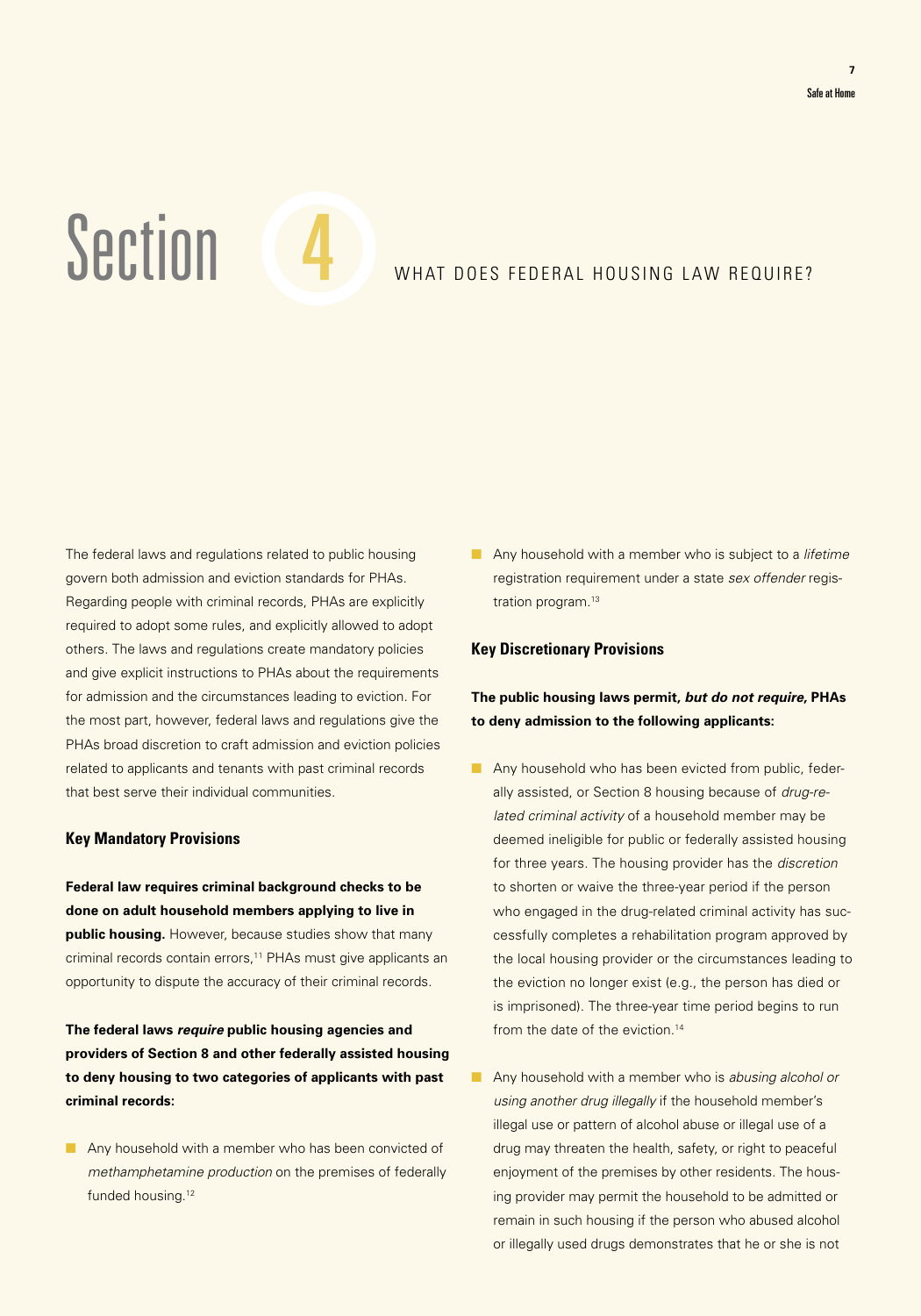# Section 4 WHAT DOES FEDERAL HOUSING LAW REQUIRE?

The federal laws and regulations related to public housing govern both admission and eviction standards for PHAs. Regarding people with criminal records, PHAs are explicitly required to adopt some rules, and explicitly allowed to adopt others. The laws and regulations create mandatory policies and give explicit instructions to PHAs about the requirements for admission and the circumstances leading to eviction. For the most part, however, federal laws and regulations give the PHAs broad discretion to craft admission and eviction policies related to applicants and tenants with past criminal records that best serve their individual communities.

### Key Mandatory Provisions

**Federal law requires criminal background checks to be done on adult household members applying to live in public housing.** However, because studies show that many criminal records contain errors,[11] PHAs must give applicants an opportunity to dispute the accuracy of their criminal records.

**The federal laws *require* public housing agencies and providers of Section 8 and other federally assisted housing to deny housing to two categories of applicants with past criminal records:**

- Any household with a member who has been convicted of *methamphetamine production* on the premises of federally funded housing.[12]
- Any household with a member who is subject to a *lifetime* registration requirement under a state *sex offender* registration program.[13]

### Key Discretionary Provisions

**The public housing laws permit, *but do not require,* PHAs to deny admission to the following applicants:**

- Any household who has been evicted from public, federally assisted, or Section 8 housing because of *drug-related criminal activity* of a household member may be deemed ineligible for public or federally assisted housing for three years. The housing provider has the *discretion* to shorten or waive the three-year period if the person who engaged in the drug-related criminal activity has successfully completes a rehabilitation program approved by the local housing provider or the circumstances leading to the eviction no longer exist (e.g., the person has died or is imprisoned). The three-year time period begins to run from the date of the eviction.[14]
- Any household with a member who is *abusing alcohol or using another drug illegally* if the household member's illegal use or pattern of alcohol abuse or illegal use of a drug may threaten the health, safety, or right to peaceful enjoyment of the premises by other residents. The housing provider may permit the household to be admitted or remain in such housing if the person who abused alcohol or illegally used drugs demonstrates that he or she is not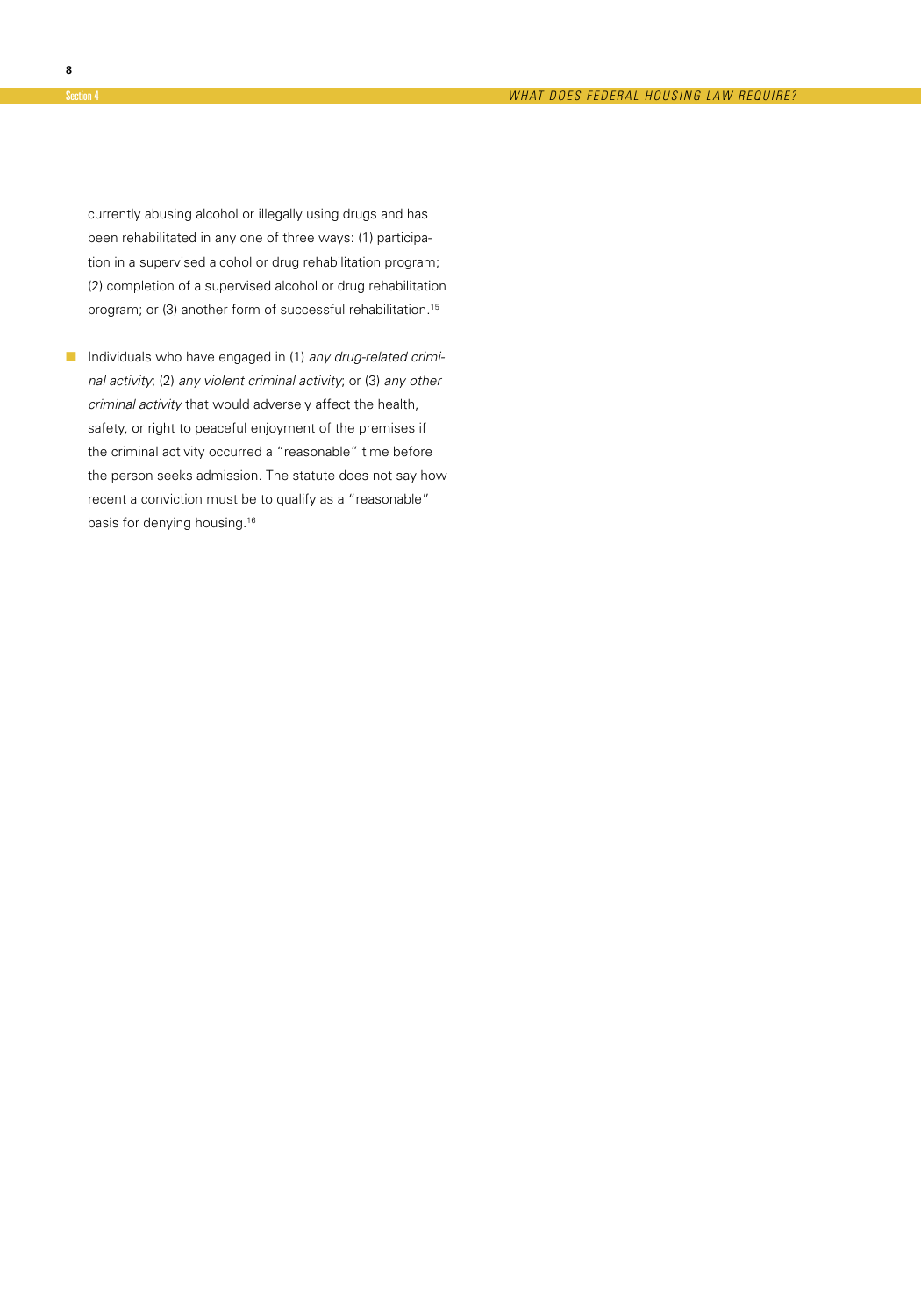currently abusing alcohol or illegally using drugs and has been rehabilitated in any one of three ways: (1) participation in a supervised alcohol or drug rehabilitation program; (2) completion of a supervised alcohol or drug rehabilitation program; or (3) another form of successful rehabilitation.[15]

- Individuals who have engaged in (1) *any drug-related criminal activity*; (2) *any violent criminal activity*; or (3) *any other criminal activity* that would adversely affect the health, safety, or right to peaceful enjoyment of the premises if the criminal activity occurred a "reasonable" time before the person seeks admission. The statute does not say how recent a conviction must be to qualify as a "reasonable" basis for denying housing.[16]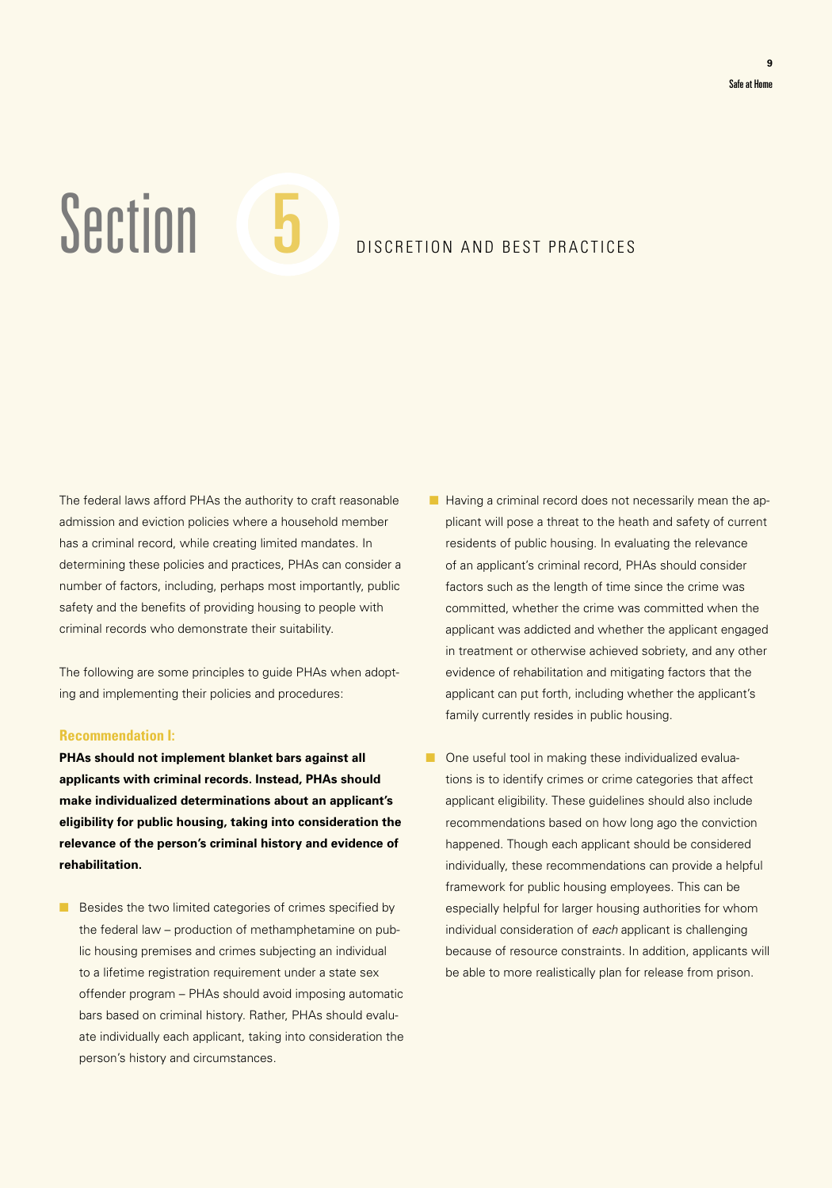# Section 5 DISCRETION AND BEST PRACTICES

The federal laws afford PHAs the authority to craft reasonable admission and eviction policies where a household member has a criminal record, while creating limited mandates. In determining these policies and practices, PHAs can consider a number of factors, including, perhaps most importantly, public safety and the benefits of providing housing to people with criminal records who demonstrate their suitability.

The following are some principles to guide PHAs when adopting and implementing their policies and procedures:

### Recommendation I:

**PHAs should not implement blanket bars against all applicants with criminal records. Instead, PHAs should make individualized determinations about an applicant's eligibility for public housing, taking into consideration the relevance of the person's criminal history and evidence of rehabilitation.**

- Besides the two limited categories of crimes specified by the federal law – production of methamphetamine on public housing premises and crimes subjecting an individual to a lifetime registration requirement under a state sex offender program – PHAs should avoid imposing automatic bars based on criminal history. Rather, PHAs should evaluate individually each applicant, taking into consideration the person's history and circumstances.
- Having a criminal record does not necessarily mean the applicant will pose a threat to the heath and safety of current residents of public housing. In evaluating the relevance of an applicant's criminal record, PHAs should consider factors such as the length of time since the crime was committed, whether the crime was committed when the applicant was addicted and whether the applicant engaged in treatment or otherwise achieved sobriety, and any other evidence of rehabilitation and mitigating factors that the applicant can put forth, including whether the applicant's family currently resides in public housing.
- One useful tool in making these individualized evaluations is to identify crimes or crime categories that affect applicant eligibility. These guidelines should also include recommendations based on how long ago the conviction happened. Though each applicant should be considered individually, these recommendations can provide a helpful framework for public housing employees. This can be especially helpful for larger housing authorities for whom individual consideration of *each* applicant is challenging because of resource constraints. In addition, applicants will be able to more realistically plan for release from prison.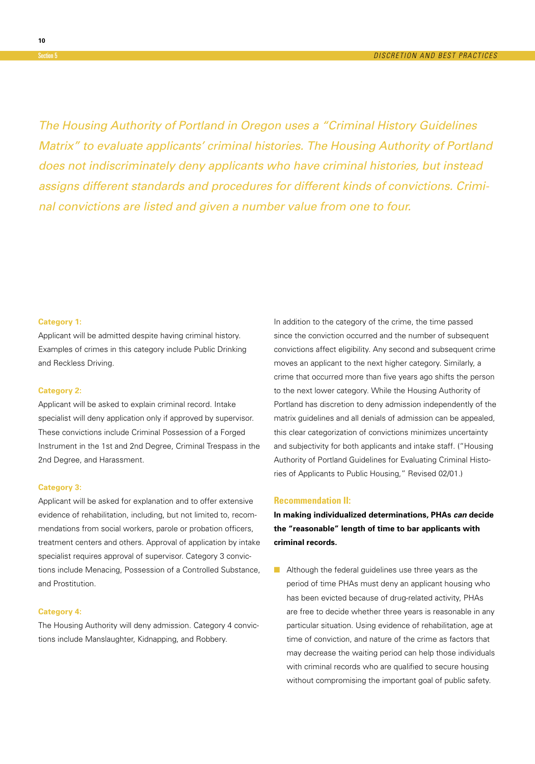*The Housing Authority of Portland in Oregon uses a "Criminal History Guidelines Matrix" to evaluate applicants' criminal histories. The Housing Authority of Portland does not indiscriminately deny applicants who have criminal histories, but instead assigns different standards and procedures for different kinds of convictions. Criminal convictions are listed and given a number value from one to four.*

**Category 1:**
Applicant will be admitted despite having criminal history. Examples of crimes in this category include Public Drinking and Reckless Driving.

**Category 2:**
Applicant will be asked to explain criminal record. Intake specialist will deny application only if approved by supervisor. These convictions include Criminal Possession of a Forged Instrument in the 1st and 2nd Degree, Criminal Trespass in the 2nd Degree, and Harassment.

**Category 3:**
Applicant will be asked for explanation and to offer extensive evidence of rehabilitation, including, but not limited to, recommendations from social workers, parole or probation officers, treatment centers and others. Approval of application by intake specialist requires approval of supervisor. Category 3 convictions include Menacing, Possession of a Controlled Substance, and Prostitution.

**Category 4:**
The Housing Authority will deny admission. Category 4 convictions include Manslaughter, Kidnapping, and Robbery.

In addition to the category of the crime, the time passed since the conviction occurred and the number of subsequent convictions affect eligibility. Any second and subsequent crime moves an applicant to the next higher category. Similarly, a crime that occurred more than five years ago shifts the person to the next lower category. While the Housing Authority of Portland has discretion to deny admission independently of the matrix guidelines and all denials of admission can be appealed, this clear categorization of convictions minimizes uncertainty and subjectivity for both applicants and intake staff. ("Housing Authority of Portland Guidelines for Evaluating Criminal Histories of Applicants to Public Housing," Revised 02/01.)

## Recommendation II:

**In making individualized determinations, PHAs *can* decide the "reasonable" length of time to bar applicants with criminal records.**

- Although the federal guidelines use three years as the period of time PHAs must deny an applicant housing who has been evicted because of drug-related activity, PHAs are free to decide whether three years is reasonable in any particular situation. Using evidence of rehabilitation, age at time of conviction, and nature of the crime as factors that may decrease the waiting period can help those individuals with criminal records who are qualified to secure housing without compromising the important goal of public safety.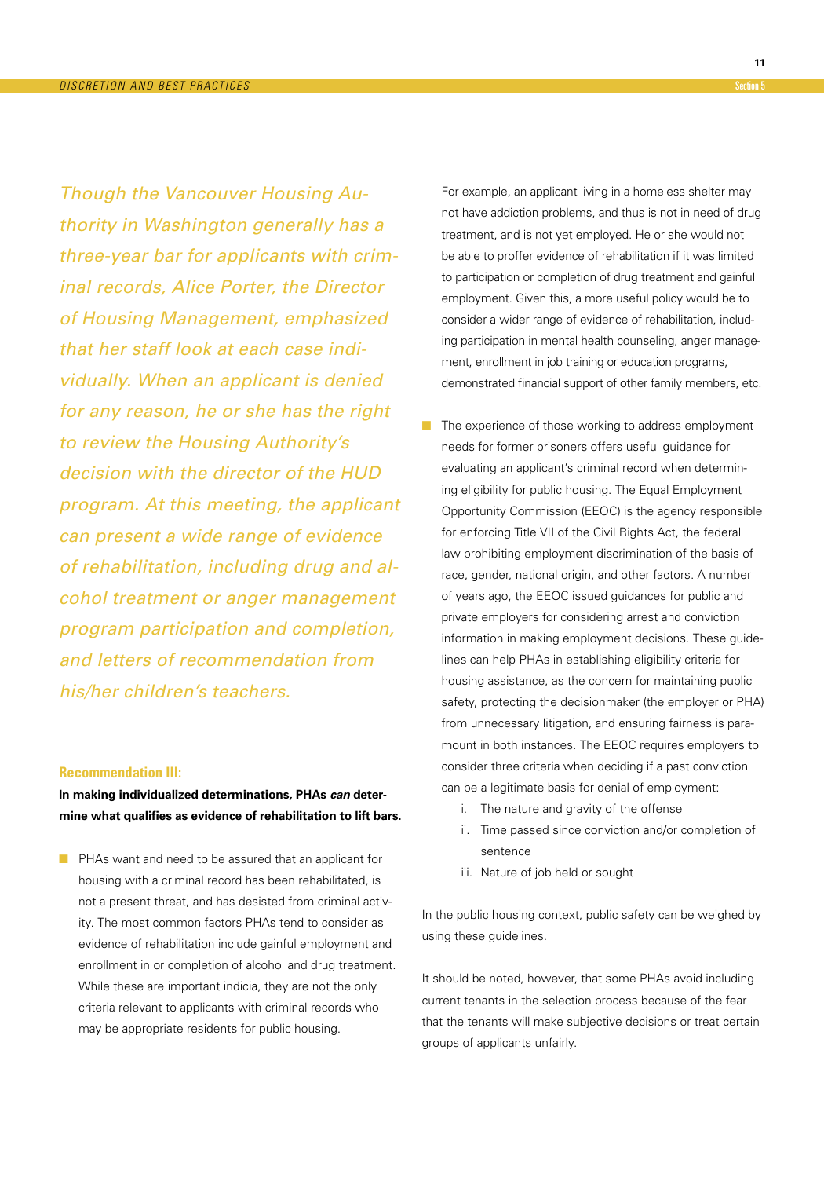*Though the Vancouver Housing Authority in Washington generally has a three-year bar for applicants with criminal records, Alice Porter, the Director of Housing Management, emphasized that her staff look at each case individually. When an applicant is denied for any reason, he or she has the right to review the Housing Authority's decision with the director of the HUD program. At this meeting, the applicant can present a wide range of evidence of rehabilitation, including drug and alcohol treatment or anger management program participation and completion, and letters of recommendation from his/her children's teachers.*

### Recommendation III:

**In making individualized determinations, PHAs *can* determine what qualifies as evidence of rehabilitation to lift bars.**

- PHAs want and need to be assured that an applicant for housing with a criminal record has been rehabilitated, is not a present threat, and has desisted from criminal activity. The most common factors PHAs tend to consider as evidence of rehabilitation include gainful employment and enrollment in or completion of alcohol and drug treatment. While these are important indicia, they are not the only criteria relevant to applicants with criminal records who may be appropriate residents for public housing.

  For example, an applicant living in a homeless shelter may not have addiction problems, and thus is not in need of drug treatment, and is not yet employed. He or she would not be able to proffer evidence of rehabilitation if it was limited to participation or completion of drug treatment and gainful employment. Given this, a more useful policy would be to consider a wider range of evidence of rehabilitation, including participation in mental health counseling, anger management, enrollment in job training or education programs, demonstrated financial support of other family members, etc.

- The experience of those working to address employment needs for former prisoners offers useful guidance for evaluating an applicant's criminal record when determining eligibility for public housing. The Equal Employment Opportunity Commission (EEOC) is the agency responsible for enforcing Title VII of the Civil Rights Act, the federal law prohibiting employment discrimination of the basis of race, gender, national origin, and other factors. A number of years ago, the EEOC issued guidances for public and private employers for considering arrest and conviction information in making employment decisions. These guidelines can help PHAs in establishing eligibility criteria for housing assistance, as the concern for maintaining public safety, protecting the decisionmaker (the employer or PHA) from unnecessary litigation, and ensuring fairness is paramount in both instances. The EEOC requires employers to consider three criteria when deciding if a past conviction can be a legitimate basis for denial of employment:
  - i. The nature and gravity of the offense
  - ii. Time passed since conviction and/or completion of sentence
  - iii. Nature of job held or sought

In the public housing context, public safety can be weighed by using these guidelines.

It should be noted, however, that some PHAs avoid including current tenants in the selection process because of the fear that the tenants will make subjective decisions or treat certain groups of applicants unfairly.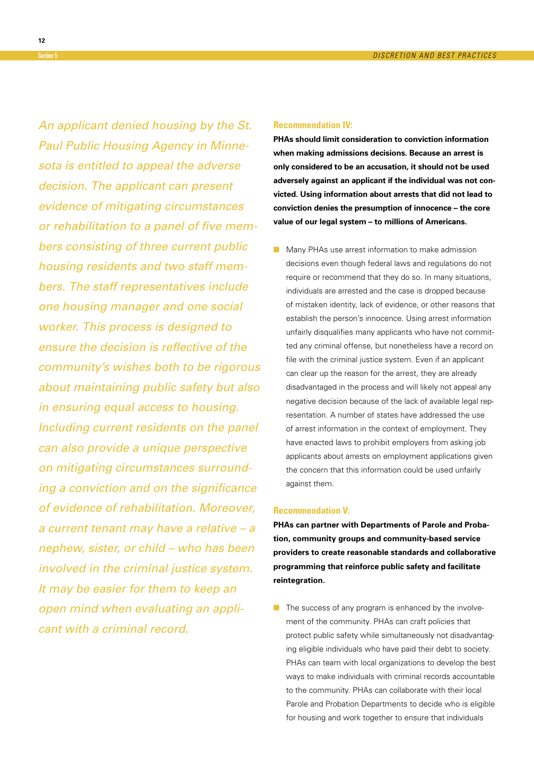*An applicant denied housing by the St. Paul Public Housing Agency in Minnesota is entitled to appeal the adverse decision. The applicant can present evidence of mitigating circumstances or rehabilitation to a panel of five members consisting of three current public housing residents and two staff members. The staff representatives include one housing manager and one social worker. This process is designed to ensure the decision is reflective of the community's wishes both to be rigorous about maintaining public safety but also in ensuring equal access to housing. Including current residents on the panel can also provide a unique perspective on mitigating circumstances surrounding a conviction and on the significance of evidence of rehabilitation. Moreover, a current tenant may have a relative – a nephew, sister, or child – who has been involved in the criminal justice system. It may be easier for them to keep an open mind when evaluating an applicant with a criminal record.*

### Recommendation IV:

**PHAs should limit consideration to conviction information when making admissions decisions. Because an arrest is only considered to be an accusation, it should not be used adversely against an applicant if the individual was not convicted. Using information about arrests that did not lead to conviction denies the presumption of innocence – the core value of our legal system – to millions of Americans.**

- Many PHAs use arrest information to make admission decisions even though federal laws and regulations do not require or recommend that they do so. In many situations, individuals are arrested and the case is dropped because of mistaken identity, lack of evidence, or other reasons that establish the person's innocence. Using arrest information unfairly disqualifies many applicants who have not committed any criminal offense, but nonetheless have a record on file with the criminal justice system. Even if an applicant can clear up the reason for the arrest, they are already disadvantaged in the process and will likely not appeal any negative decision because of the lack of available legal representation. A number of states have addressed the use of arrest information in the context of employment. They have enacted laws to prohibit employers from asking job applicants about arrests on employment applications given the concern that this information could be used unfairly against them.

### Recommendation V:

**PHAs can partner with Departments of Parole and Probation, community groups and community-based service providers to create reasonable standards and collaborative programming that reinforce public safety and facilitate reintegration.**

- The success of any program is enhanced by the involvement of the community. PHAs can craft policies that protect public safety while simultaneously not disadvantaging eligible individuals who have paid their debt to society. PHAs can team with local organizations to develop the best ways to make individuals with criminal records accountable to the community. PHAs can collaborate with their local Parole and Probation Departments to decide who is eligible for housing and work together to ensure that individuals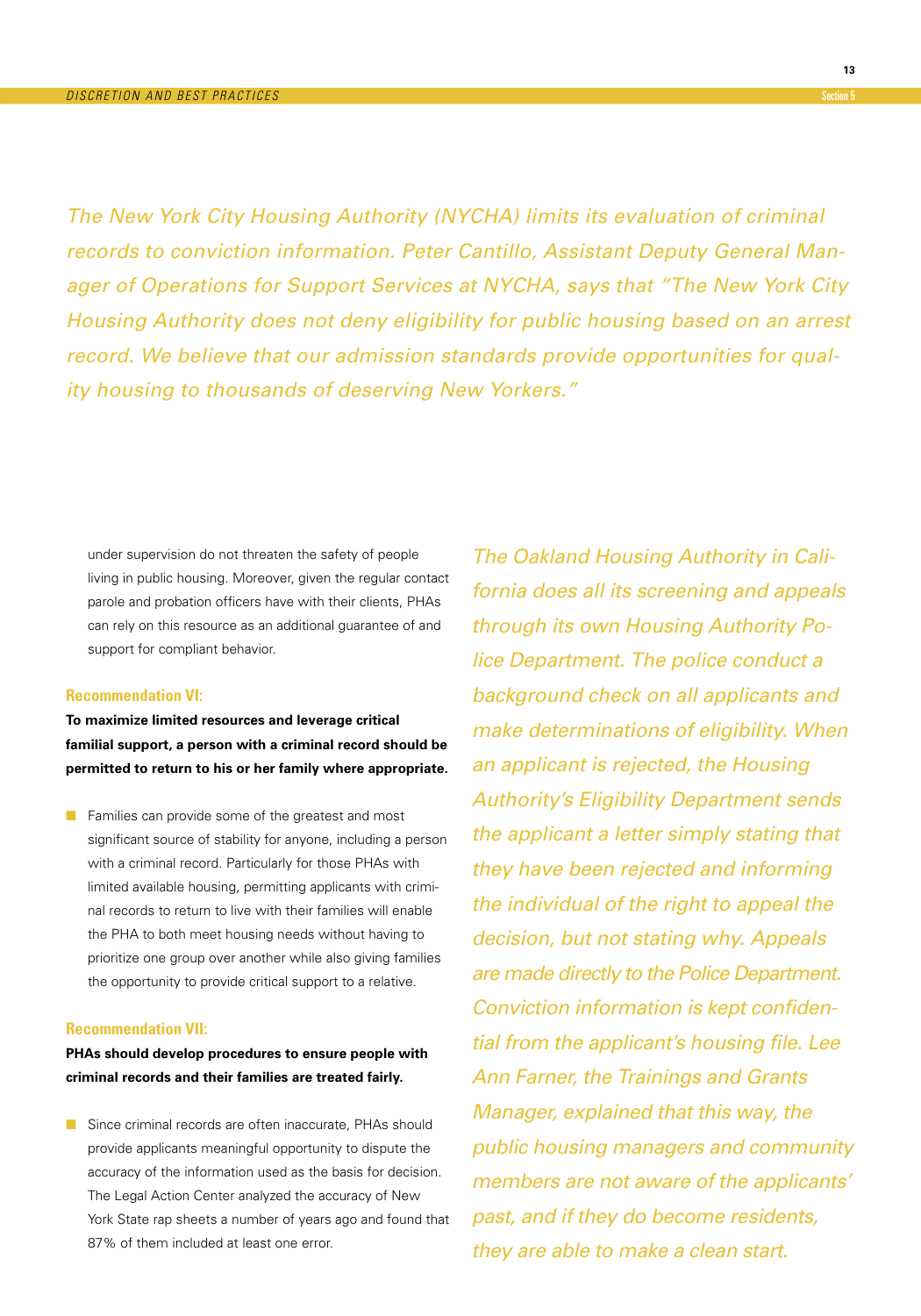*The New York City Housing Authority (NYCHA) limits its evaluation of criminal records to conviction information. Peter Cantillo, Assistant Deputy General Manager of Operations for Support Services at NYCHA, says that "The New York City Housing Authority does not deny eligibility for public housing based on an arrest record. We believe that our admission standards provide opportunities for quality housing to thousands of deserving New Yorkers."*

under supervision do not threaten the safety of people living in public housing. Moreover, given the regular contact parole and probation officers have with their clients, PHAs can rely on this resource as an additional guarantee of and support for compliant behavior.

**Recommendation VI:**

**To maximize limited resources and leverage critical familial support, a person with a criminal record should be permitted to return to his or her family where appropriate.**

- Families can provide some of the greatest and most significant source of stability for anyone, including a person with a criminal record. Particularly for those PHAs with limited available housing, permitting applicants with criminal records to return to live with their families will enable the PHA to both meet housing needs without having to prioritize one group over another while also giving families the opportunity to provide critical support to a relative.

**Recommendation VII:**

**PHAs should develop procedures to ensure people with criminal records and their families are treated fairly.**

- Since criminal records are often inaccurate, PHAs should provide applicants meaningful opportunity to dispute the accuracy of the information used as the basis for decision. The Legal Action Center analyzed the accuracy of New York State rap sheets a number of years ago and found that 87% of them included at least one error.

*The Oakland Housing Authority in California does all its screening and appeals through its own Housing Authority Police Department. The police conduct a background check on all applicants and make determinations of eligibility. When an applicant is rejected, the Housing Authority's Eligibility Department sends the applicant a letter simply stating that they have been rejected and informing the individual of the right to appeal the decision, but not stating why. Appeals are made directly to the Police Department. Conviction information is kept confidential from the applicant's housing file. Lee Ann Farner, the Trainings and Grants Manager, explained that this way, the public housing managers and community members are not aware of the applicants' past, and if they do become residents, they are able to make a clean start.*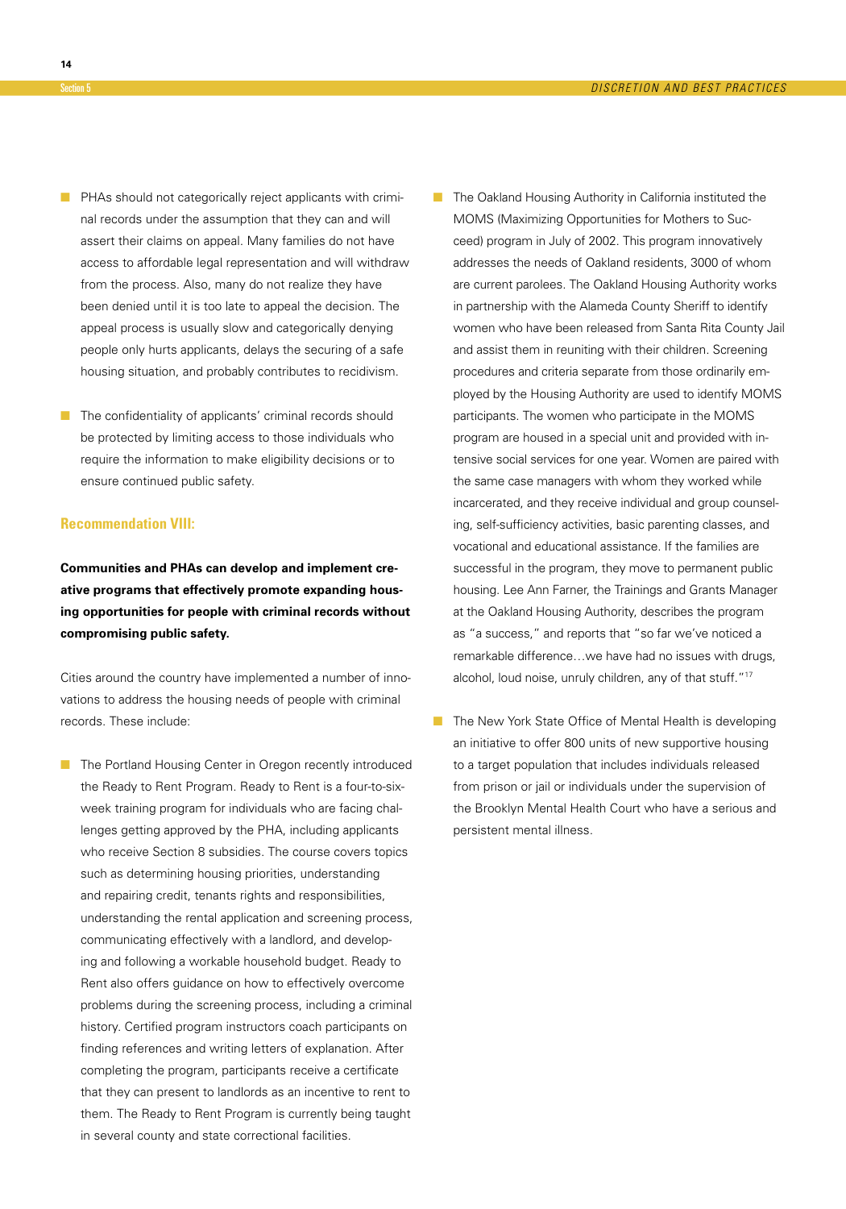- PHAs should not categorically reject applicants with criminal records under the assumption that they can and will assert their claims on appeal. Many families do not have access to affordable legal representation and will withdraw from the process. Also, many do not realize they have been denied until it is too late to appeal the decision. The appeal process is usually slow and categorically denying people only hurts applicants, delays the securing of a safe housing situation, and probably contributes to recidivism.

- The confidentiality of applicants' criminal records should be protected by limiting access to those individuals who require the information to make eligibility decisions or to ensure continued public safety.

### Recommendation VIII:

**Communities and PHAs can develop and implement creative programs that effectively promote expanding housing opportunities for people with criminal records without compromising public safety.**

Cities around the country have implemented a number of innovations to address the housing needs of people with criminal records. These include:

- The Portland Housing Center in Oregon recently introduced the Ready to Rent Program. Ready to Rent is a four-to-six-week training program for individuals who are facing challenges getting approved by the PHA, including applicants who receive Section 8 subsidies. The course covers topics such as determining housing priorities, understanding and repairing credit, tenants rights and responsibilities, understanding the rental application and screening process, communicating effectively with a landlord, and developing and following a workable household budget. Ready to Rent also offers guidance on how to effectively overcome problems during the screening process, including a criminal history. Certified program instructors coach participants on finding references and writing letters of explanation. After completing the program, participants receive a certificate that they can present to landlords as an incentive to rent to them. The Ready to Rent Program is currently being taught in several county and state correctional facilities.

- The Oakland Housing Authority in California instituted the MOMS (Maximizing Opportunities for Mothers to Succeed) program in July of 2002. This program innovatively addresses the needs of Oakland residents, 3000 of whom are current parolees. The Oakland Housing Authority works in partnership with the Alameda County Sheriff to identify women who have been released from Santa Rita County Jail and assist them in reuniting with their children. Screening procedures and criteria separate from those ordinarily employed by the Housing Authority are used to identify MOMS participants. The women who participate in the MOMS program are housed in a special unit and provided with intensive social services for one year. Women are paired with the same case managers with whom they worked while incarcerated, and they receive individual and group counseling, self-sufficiency activities, basic parenting classes, and vocational and educational assistance. If the families are successful in the program, they move to permanent public housing. Lee Ann Farner, the Trainings and Grants Manager at the Oakland Housing Authority, describes the program as "a success," and reports that "so far we've noticed a remarkable difference…we have had no issues with drugs, alcohol, loud noise, unruly children, any of that stuff."[17]

- The New York State Office of Mental Health is developing an initiative to offer 800 units of new supportive housing to a target population that includes individuals released from prison or jail or individuals under the supervision of the Brooklyn Mental Health Court who have a serious and persistent mental illness.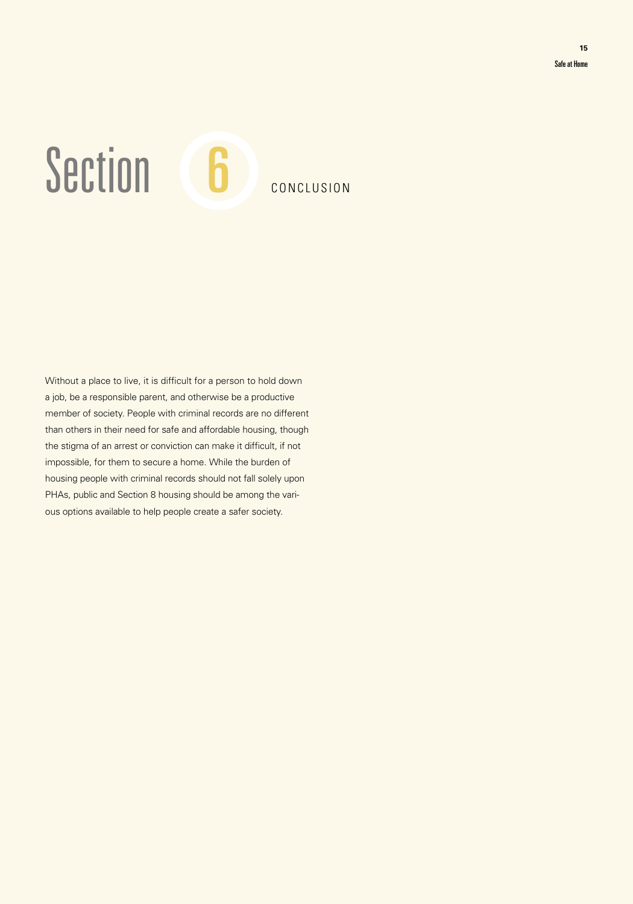# Section 6 CONCLUSION

Without a place to live, it is difficult for a person to hold down a job, be a responsible parent, and otherwise be a productive member of society. People with criminal records are no different than others in their need for safe and affordable housing, though the stigma of an arrest or conviction can make it difficult, if not impossible, for them to secure a home. While the burden of housing people with criminal records should not fall solely upon PHAs, public and Section 8 housing should be among the various options available to help people create a safer society.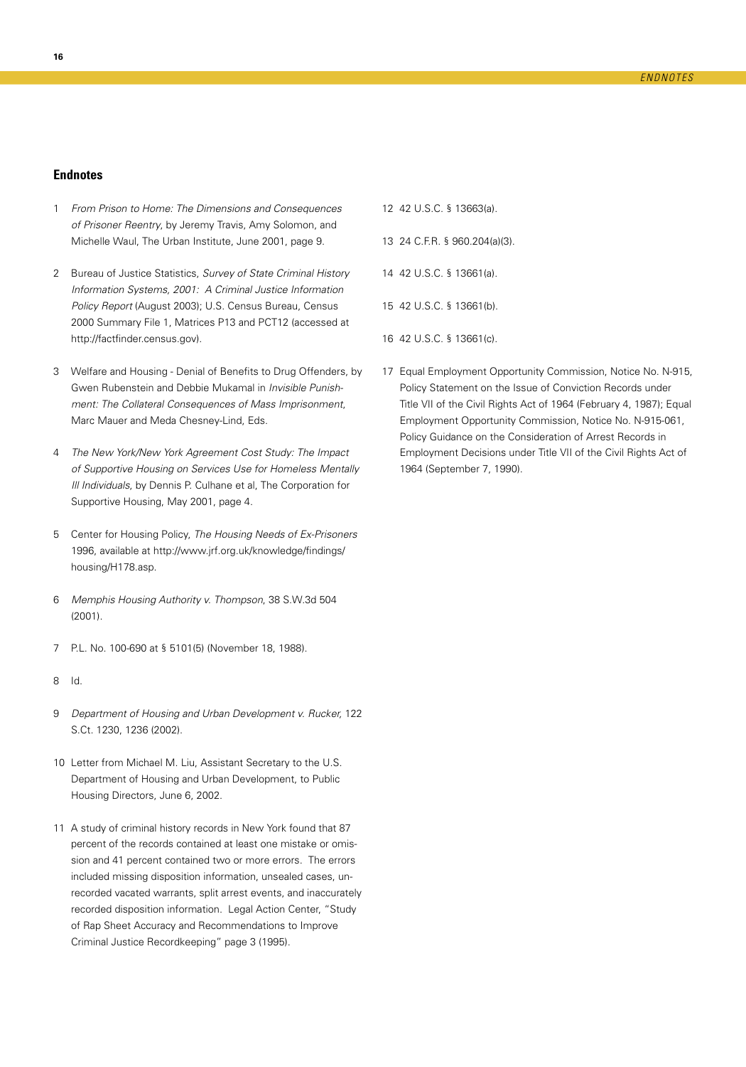## Endnotes

1. *From Prison to Home: The Dimensions and Consequences of Prisoner Reentry*, by Jeremy Travis, Amy Solomon, and Michelle Waul, The Urban Institute, June 2001, page 9.

2. Bureau of Justice Statistics, *Survey of State Criminal History Information Systems, 2001: A Criminal Justice Information Policy Report* (August 2003); U.S. Census Bureau, Census 2000 Summary File 1, Matrices P13 and PCT12 (accessed at http://factfinder.census.gov).

3. Welfare and Housing - Denial of Benefits to Drug Offenders, by Gwen Rubenstein and Debbie Mukamal in *Invisible Punishment: The Collateral Consequences of Mass Imprisonment*, Marc Mauer and Meda Chesney-Lind, Eds.

4. *The New York/New York Agreement Cost Study: The Impact of Supportive Housing on Services Use for Homeless Mentally Ill Individuals*, by Dennis P. Culhane et al, The Corporation for Supportive Housing, May 2001, page 4.

5. Center for Housing Policy, *The Housing Needs of Ex-Prisoners* 1996, available at http://www.jrf.org.uk/knowledge/findings/housing/H178.asp.

6. *Memphis Housing Authority v. Thompson*, 38 S.W.3d 504 (2001).

7. P.L. No. 100-690 at § 5101(5) (November 18, 1988).

8. Id.

9. *Department of Housing and Urban Development v. Rucker*, 122 S.Ct. 1230, 1236 (2002).

10. Letter from Michael M. Liu, Assistant Secretary to the U.S. Department of Housing and Urban Development, to Public Housing Directors, June 6, 2002.

11. A study of criminal history records in New York found that 87 percent of the records contained at least one mistake or omission and 41 percent contained two or more errors. The errors included missing disposition information, unsealed cases, unrecorded vacated warrants, split arrest events, and inaccurately recorded disposition information. Legal Action Center, "Study of Rap Sheet Accuracy and Recommendations to Improve Criminal Justice Recordkeeping" page 3 (1995).

12. 42 U.S.C. § 13663(a).

13. 24 C.F.R. § 960.204(a)(3).

14. 42 U.S.C. § 13661(a).

15. 42 U.S.C. § 13661(b).

16. 42 U.S.C. § 13661(c).

17. Equal Employment Opportunity Commission, Notice No. N-915, Policy Statement on the Issue of Conviction Records under Title VII of the Civil Rights Act of 1964 (February 4, 1987); Equal Employment Opportunity Commission, Notice No. N-915-061, Policy Guidance on the Consideration of Arrest Records in Employment Decisions under Title VII of the Civil Rights Act of 1964 (September 7, 1990).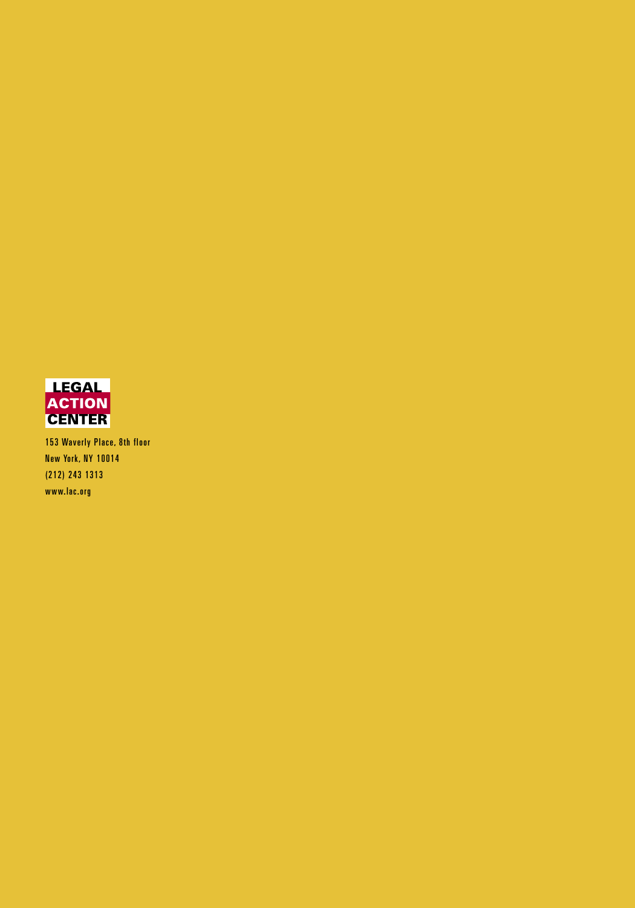LEGAL
ACTION
CENTER

153 Waverly Place, 8th floor
New York, NY 10014
(212) 243 1313
www.lac.org